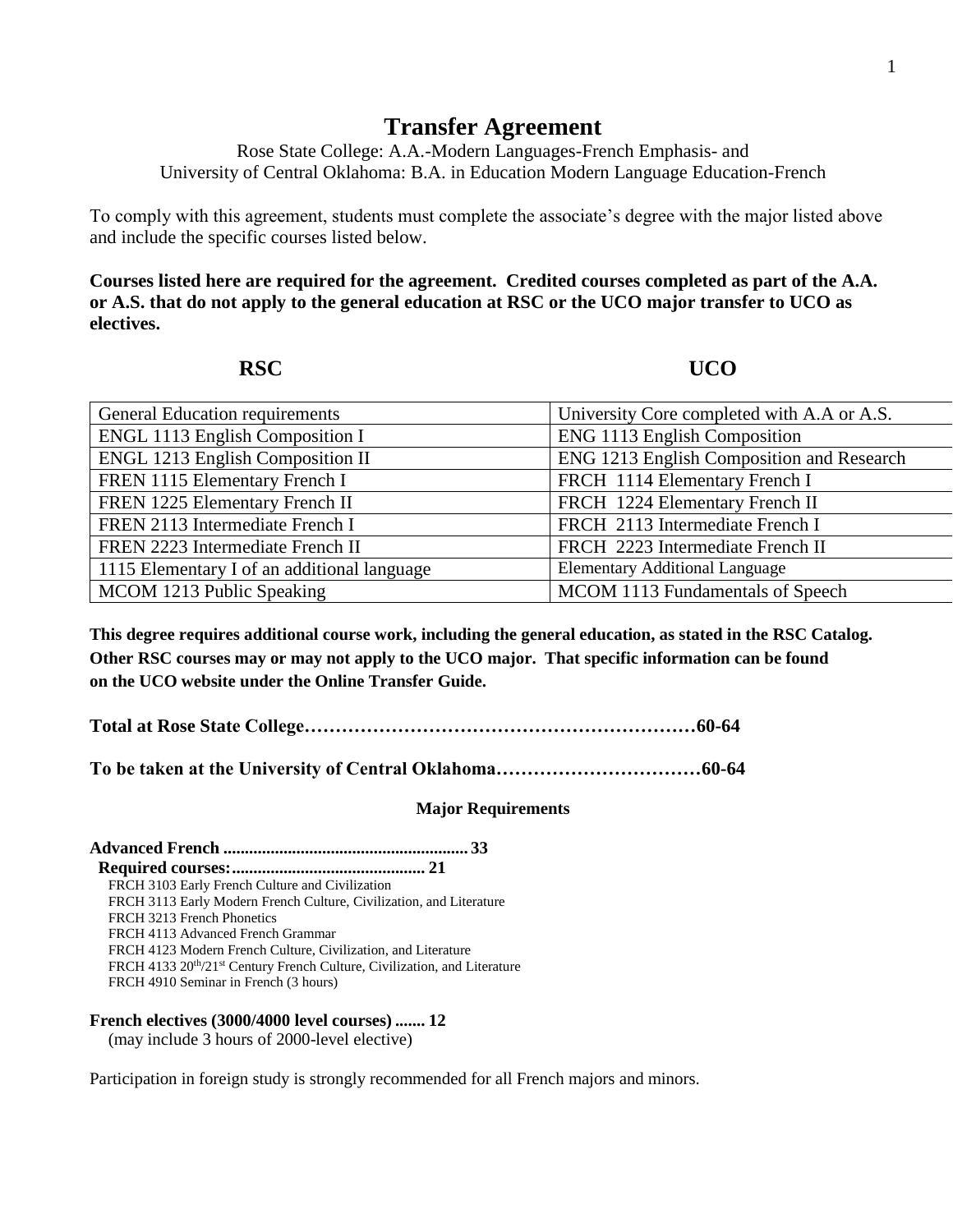# Transfer Agreement

Rose State College: A.A.-Modern Languages-French Emphasis- and
University of Central Oklahoma: B.A. in Education Modern Language Education-French

To comply with this agreement, students must complete the associate's degree with the major listed above and include the specific courses listed below.

**Courses listed here are required for the agreement. Credited courses completed as part of the A.A. or A.S. that do not apply to the general education at RSC or the UCO major transfer to UCO as electives.**

| RSC | UCO |
|---|---|
| General Education requirements | University Core completed with A.A or A.S. |
| ENGL 1113 English Composition I | ENG 1113 English Composition |
| ENGL 1213 English Composition II | ENG 1213 English Composition and Research |
| FREN 1115 Elementary French I | FRCH 1114 Elementary French I |
| FREN 1225 Elementary French II | FRCH 1224 Elementary French II |
| FREN 2113 Intermediate French I | FRCH 2113 Intermediate French I |
| FREN 2223 Intermediate French II | FRCH 2223 Intermediate French II |
| 1115 Elementary I of an additional language | Elementary Additional Language |
| MCOM 1213 Public Speaking | MCOM 1113 Fundamentals of Speech |

**This degree requires additional course work, including the general education, as stated in the RSC Catalog. Other RSC courses may or may not apply to the UCO major. That specific information can be found on the UCO website under the Online Transfer Guide.**

**Total at Rose State College……………………………………………………60-64**

**To be taken at the University of Central Oklahoma……………………………60-64**

### Major Requirements

**Advanced French ......................................................... 33**

**Required courses:............................................ 21**

- FRCH 3103 Early French Culture and Civilization
- FRCH 3113 Early Modern French Culture, Civilization, and Literature
- FRCH 3213 French Phonetics
- FRCH 4113 Advanced French Grammar
- FRCH 4123 Modern French Culture, Civilization, and Literature
- FRCH 4133 20th/21st Century French Culture, Civilization, and Literature
- FRCH 4910 Seminar in French (3 hours)

**French electives (3000/4000 level courses) ....... 12**

(may include 3 hours of 2000-level elective)

Participation in foreign study is strongly recommended for all French majors and minors.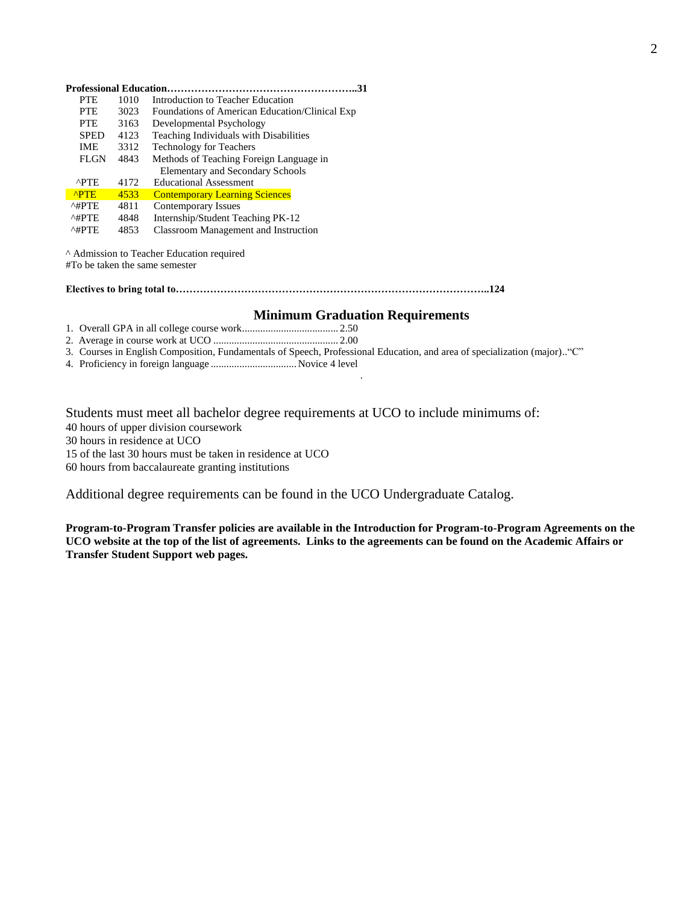**Professional Education………………………………………………..31**

| | | |
|---|---|---|
| PTE | 1010 | Introduction to Teacher Education |
| PTE | 3023 | Foundations of American Education/Clinical Exp |
| PTE | 3163 | Developmental Psychology |
| SPED | 4123 | Teaching Individuals with Disabilities |
| IME | 3312 | Technology for Teachers |
| FLGN | 4843 | Methods of Teaching Foreign Language in Elementary and Secondary Schools |
| ^PTE | 4172 | Educational Assessment |
| ^PTE | 4533 | Contemporary Learning Sciences |
| ^#PTE | 4811 | Contemporary Issues |
| ^#PTE | 4848 | Internship/Student Teaching PK-12 |
| ^#PTE | 4853 | Classroom Management and Instruction |

^ Admission to Teacher Education required
#To be taken the same semester

**Electives to bring total to……………………………………………………………………………..124**

## Minimum Graduation Requirements

1. Overall GPA in all college course work.................................... 2.50
2. Average in course work at UCO ................................................ 2.00
3. Courses in English Composition, Fundamentals of Speech, Professional Education, and area of specialization (major)..“C”
4. Proficiency in foreign language ................................. Novice 4 level

Students must meet all bachelor degree requirements at UCO to include minimums of:
40 hours of upper division coursework
30 hours in residence at UCO
15 of the last 30 hours must be taken in residence at UCO
60 hours from baccalaureate granting institutions

Additional degree requirements can be found in the UCO Undergraduate Catalog.

**Program-to-Program Transfer policies are available in the Introduction for Program-to-Program Agreements on the UCO website at the top of the list of agreements. Links to the agreements can be found on the Academic Affairs or Transfer Student Support web pages.**